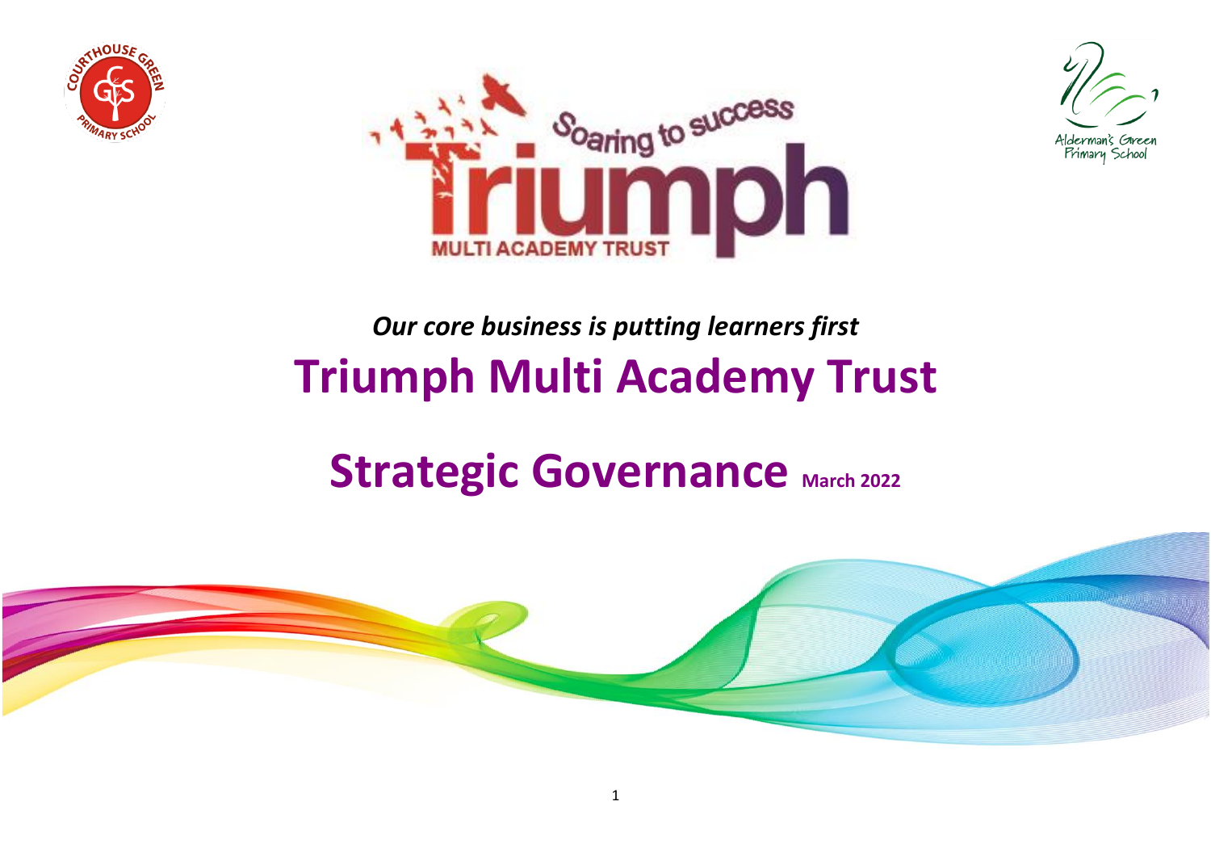*Our core business is putting learners first*

# Triumph Multi Academy Trust

# Strategic Governance March 2022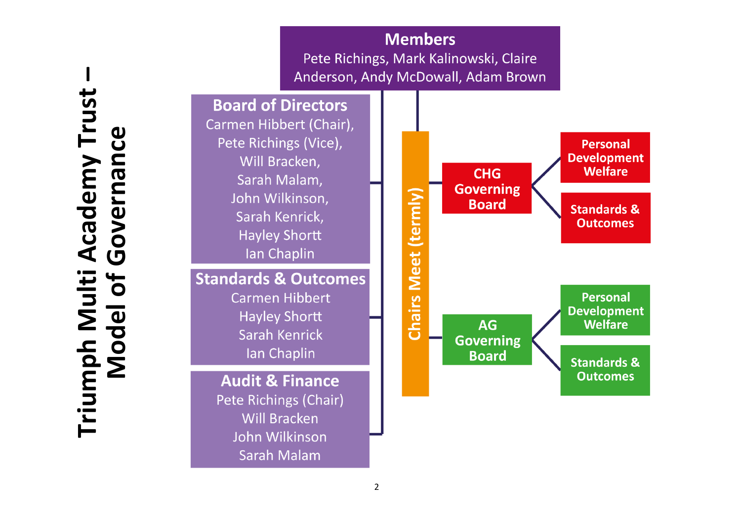# Triumph Multi Academy Trust – Model of Governance

## Members

Pete Richings, Mark Kalinowski, Claire Anderson, Andy McDowall, Adam Brown

## Board of Directors

Carmen Hibbert (Chair), Pete Richings (Vice), Will Bracken, Sarah Malam, John Wilkinson, Sarah Kenrick, Hayley Shortt, Ian Chaplin

## Standards & Outcomes

Carmen Hibbert
Hayley Shortt
Sarah Kenrick
Ian Chaplin

## Audit & Finance

Pete Richings (Chair)
Will Bracken
John Wilkinson
Sarah Malam

## Chairs Meet (termly)

### CHG Governing Board

- Personal Development Welfare
- Standards & Outcomes

### AG Governing Board

- Personal Development Welfare
- Standards & Outcomes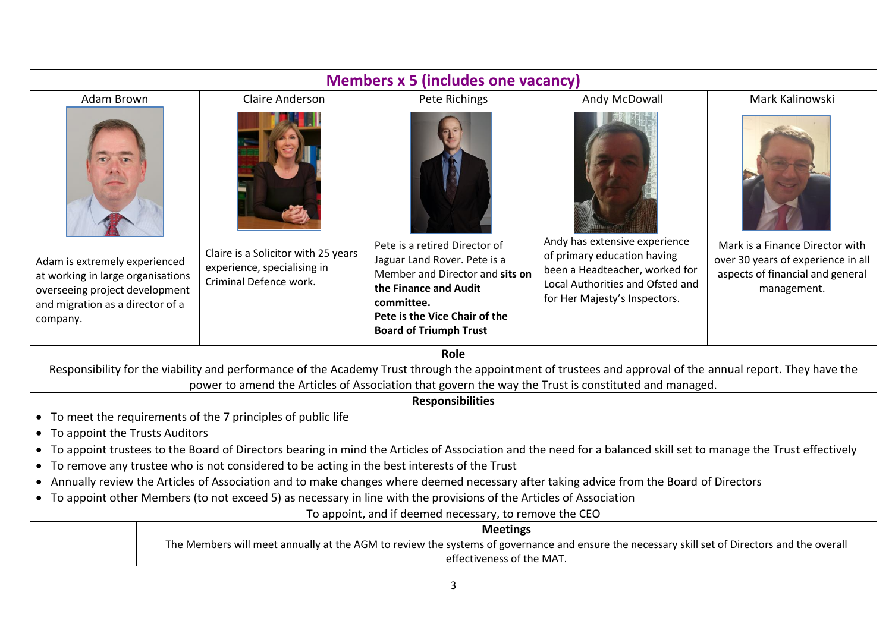## Members x 5 (includes one vacancy)

| Adam Brown | Claire Anderson | Pete Richings | Andy McDowall | Mark Kalinowski |
|---|---|---|---|---|
| Adam is extremely experienced at working in large organisations overseeing project development and migration as a director of a company. | Claire is a Solicitor with 25 years experience, specialising in Criminal Defence work. | Pete is a retired Director of Jaguar Land Rover. Pete is a Member and Director and **sits on the Finance and Audit committee.** **Pete is the Vice Chair of the Board of Triumph Trust** | Andy has extensive experience of primary education having been a Headteacher, worked for Local Authorities and Ofsted and for Her Majesty's Inspectors. | Mark is a Finance Director with over 30 years of experience in all aspects of financial and general management. |

**Role**

Responsibility for the viability and performance of the Academy Trust through the appointment of trustees and approval of the annual report. They have the power to amend the Articles of Association that govern the way the Trust is constituted and managed.

**Responsibilities**

- To meet the requirements of the 7 principles of public life
- To appoint the Trusts Auditors
- To appoint trustees to the Board of Directors bearing in mind the Articles of Association and the need for a balanced skill set to manage the Trust effectively
- To remove any trustee who is not considered to be acting in the best interests of the Trust
- Annually review the Articles of Association and to make changes where deemed necessary after taking advice from the Board of Directors
- To appoint other Members (to not exceed 5) as necessary in line with the provisions of the Articles of Association

To appoint, and if deemed necessary, to remove the CEO

**Meetings**

The Members will meet annually at the AGM to review the systems of governance and ensure the necessary skill set of Directors and the overall effectiveness of the MAT.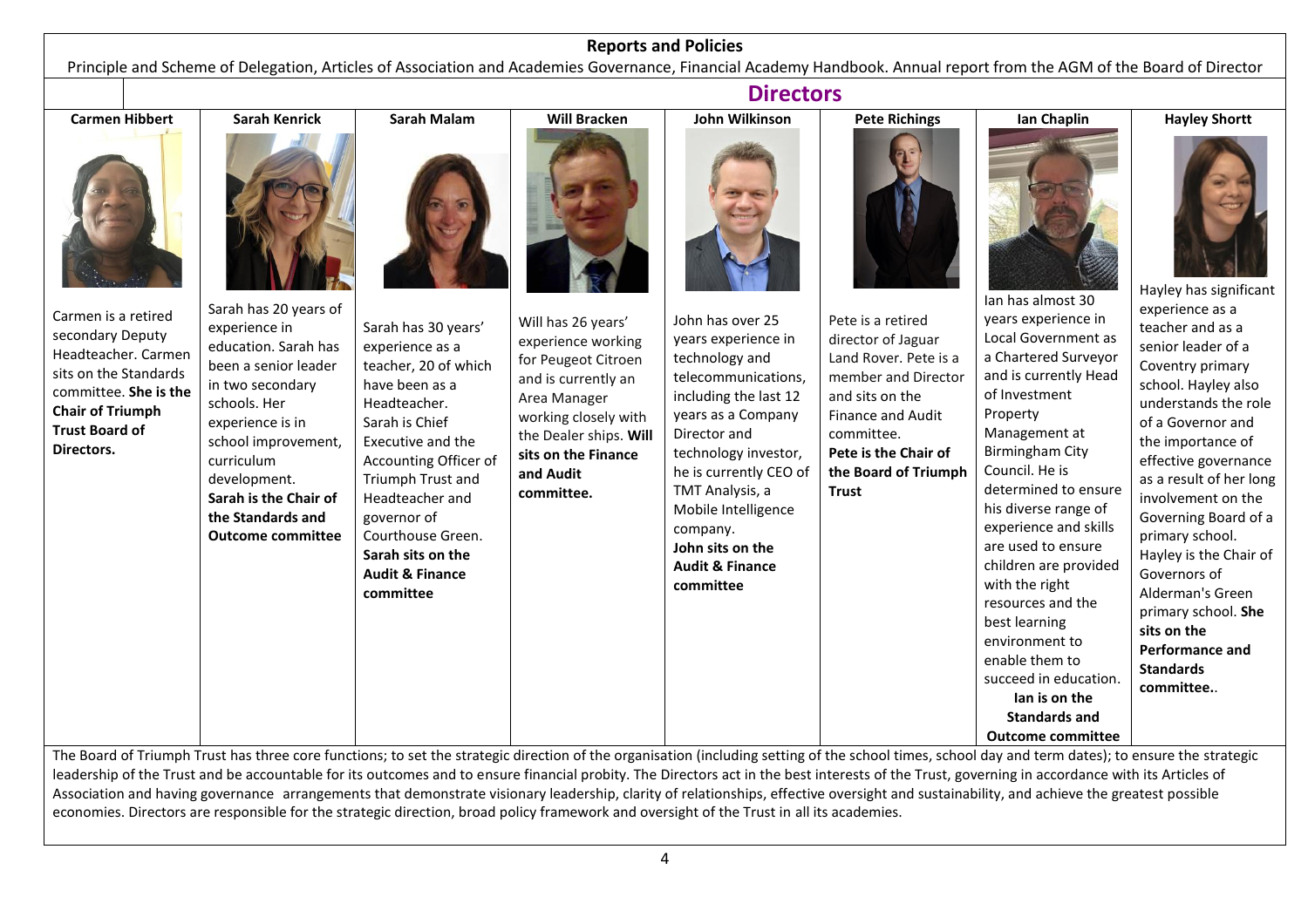**Reports and Policies**

Principle and Scheme of Delegation, Articles of Association and Academies Governance, Financial Academy Handbook. Annual report from the AGM of the Board of Director

## Directors

| Carmen Hibbert | Sarah Kenrick | Sarah Malam | Will Bracken | John Wilkinson | Pete Richings | Ian Chaplin | Hayley Shortt |
|---|---|---|---|---|---|---|---|
| Carmen is a retired secondary Deputy Headteacher. Carmen sits on the Standards committee. **She is the Chair of Triumph Trust Board of Directors.** | Sarah has 20 years of experience in education. Sarah has been a senior leader in two secondary schools. Her experience is in school improvement, curriculum development. **Sarah is the Chair of the Standards and Outcome committee** | Sarah has 30 years' experience as a teacher, 20 of which have been as a Headteacher. Sarah is Chief Executive and the Accounting Officer of Triumph Trust and Headteacher and governor of Courthouse Green. **Sarah sits on the Audit & Finance committee** | Will has 26 years' experience working for Peugeot Citroen and is currently an Area Manager working closely with the Dealer ships. **Will sits on the Finance and Audit committee.** | John has over 25 years experience in technology and telecommunications, including the last 12 years as a Company Director and technology investor, he is currently CEO of TMT Analysis, a Mobile Intelligence company. **John sits on the Audit & Finance committee** | Pete is a retired director of Jaguar Land Rover. Pete is a member and Director and sits on the Finance and Audit committee. **Pete is the Chair of the Board of Triumph Trust** | Ian has almost 30 years experience in Local Government as a Chartered Surveyor and is currently Head of Investment Property Management at Birmingham City Council. He is determined to ensure his diverse range of experience and skills are used to ensure children are provided with the right resources and the best learning environment to enable them to succeed in education. **Ian is on the Standards and Outcome committee** | Hayley has significant experience as a teacher and as a senior leader of a Coventry primary school. Hayley also understands the role of a Governor and the importance of effective governance as a result of her long involvement on the Governing Board of a primary school. Hayley is the Chair of Governors of Alderman's Green primary school. **She sits on the Performance and Standards committee.**. |

The Board of Triumph Trust has three core functions; to set the strategic direction of the organisation (including setting of the school times, school day and term dates); to ensure the strategic leadership of the Trust and be accountable for its outcomes and to ensure financial probity. The Directors act in the best interests of the Trust, governing in accordance with its Articles of Association and having governance arrangements that demonstrate visionary leadership, clarity of relationships, effective oversight and sustainability, and achieve the greatest possible economies. Directors are responsible for the strategic direction, broad policy framework and oversight of the Trust in all its academies.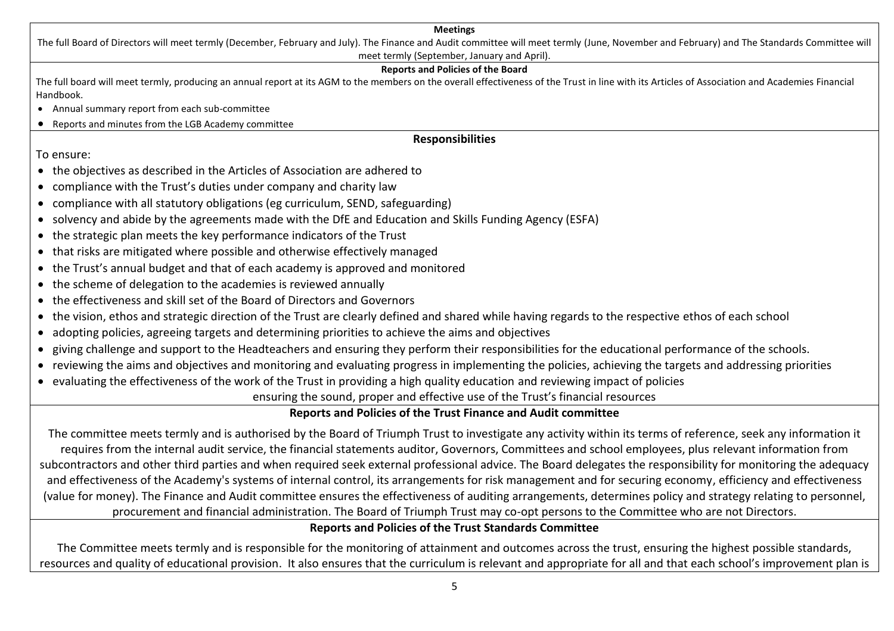### Meetings

The full Board of Directors will meet termly (December, February and July). The Finance and Audit committee will meet termly (June, November and February) and The Standards Committee will meet termly (September, January and April).

### Reports and Policies of the Board

The full board will meet termly, producing an annual report at its AGM to the members on the overall effectiveness of the Trust in line with its Articles of Association and Academies Financial Handbook.

- Annual summary report from each sub-committee
- Reports and minutes from the LGB Academy committee

### Responsibilities

To ensure:

- the objectives as described in the Articles of Association are adhered to
- compliance with the Trust's duties under company and charity law
- compliance with all statutory obligations (eg curriculum, SEND, safeguarding)
- solvency and abide by the agreements made with the DfE and Education and Skills Funding Agency (ESFA)
- the strategic plan meets the key performance indicators of the Trust
- that risks are mitigated where possible and otherwise effectively managed
- the Trust's annual budget and that of each academy is approved and monitored
- the scheme of delegation to the academies is reviewed annually
- the effectiveness and skill set of the Board of Directors and Governors
- the vision, ethos and strategic direction of the Trust are clearly defined and shared while having regards to the respective ethos of each school
- adopting policies, agreeing targets and determining priorities to achieve the aims and objectives
- giving challenge and support to the Headteachers and ensuring they perform their responsibilities for the educational performance of the schools.
- reviewing the aims and objectives and monitoring and evaluating progress in implementing the policies, achieving the targets and addressing priorities
- evaluating the effectiveness of the work of the Trust in providing a high quality education and reviewing impact of policies

ensuring the sound, proper and effective use of the Trust's financial resources

### Reports and Policies of the Trust Finance and Audit committee

The committee meets termly and is authorised by the Board of Triumph Trust to investigate any activity within its terms of reference, seek any information it requires from the internal audit service, the financial statements auditor, Governors, Committees and school employees, plus relevant information from subcontractors and other third parties and when required seek external professional advice. The Board delegates the responsibility for monitoring the adequacy and effectiveness of the Academy's systems of internal control, its arrangements for risk management and for securing economy, efficiency and effectiveness (value for money). The Finance and Audit committee ensures the effectiveness of auditing arrangements, determines policy and strategy relating to personnel, procurement and financial administration. The Board of Triumph Trust may co-opt persons to the Committee who are not Directors.

### Reports and Policies of the Trust Standards Committee

The Committee meets termly and is responsible for the monitoring of attainment and outcomes across the trust, ensuring the highest possible standards, resources and quality of educational provision. It also ensures that the curriculum is relevant and appropriate for all and that each school's improvement plan is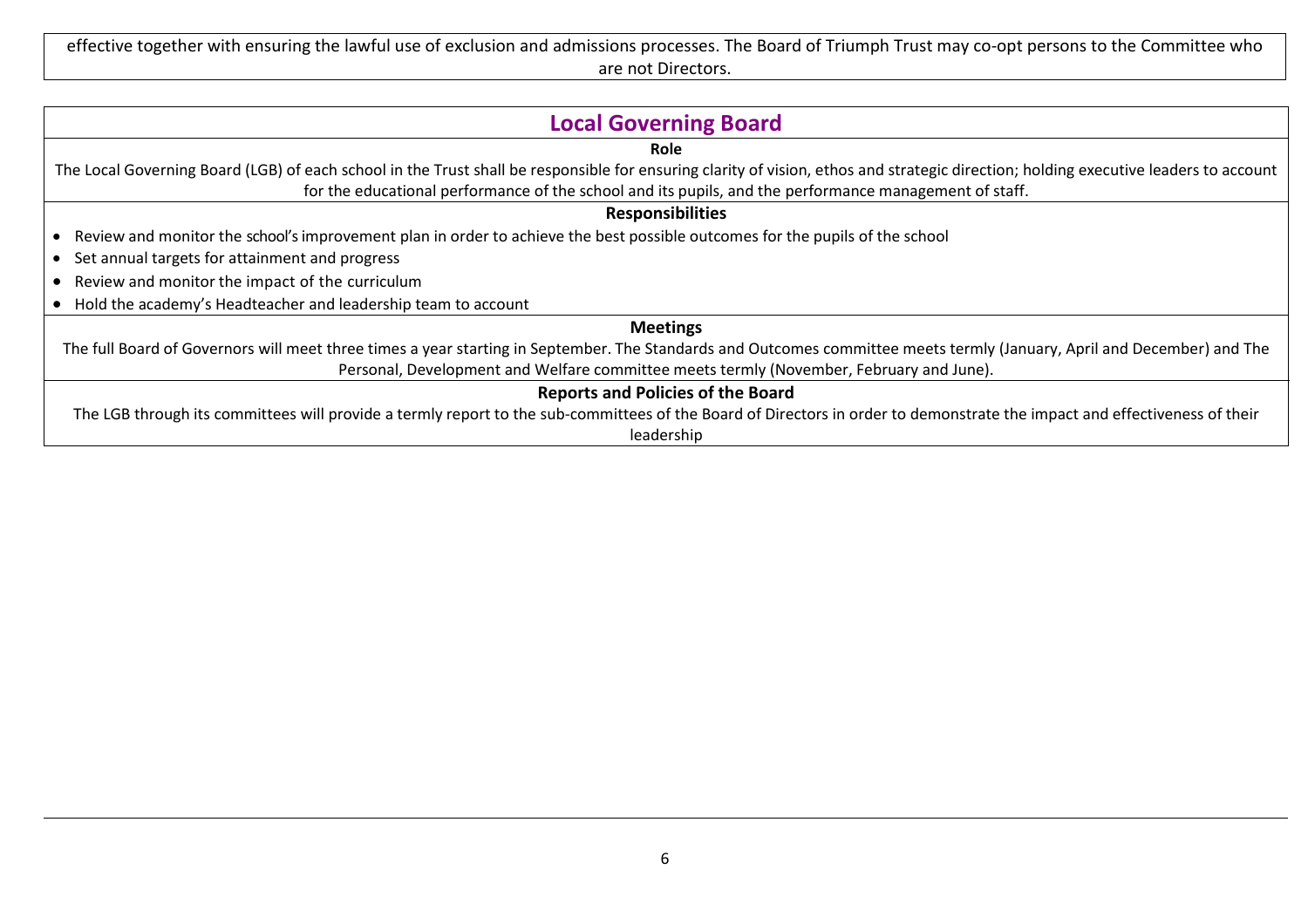effective together with ensuring the lawful use of exclusion and admissions processes. The Board of Triumph Trust may co-opt persons to the Committee who are not Directors.

## Local Governing Board

**Role**

The Local Governing Board (LGB) of each school in the Trust shall be responsible for ensuring clarity of vision, ethos and strategic direction; holding executive leaders to account for the educational performance of the school and its pupils, and the performance management of staff.

**Responsibilities**

- Review and monitor the school's improvement plan in order to achieve the best possible outcomes for the pupils of the school
- Set annual targets for attainment and progress
- Review and monitor the impact of the curriculum
- Hold the academy's Headteacher and leadership team to account

**Meetings**

The full Board of Governors will meet three times a year starting in September. The Standards and Outcomes committee meets termly (January, April and December) and The Personal, Development and Welfare committee meets termly (November, February and June).

**Reports and Policies of the Board**

The LGB through its committees will provide a termly report to the sub-committees of the Board of Directors in order to demonstrate the impact and effectiveness of their leadership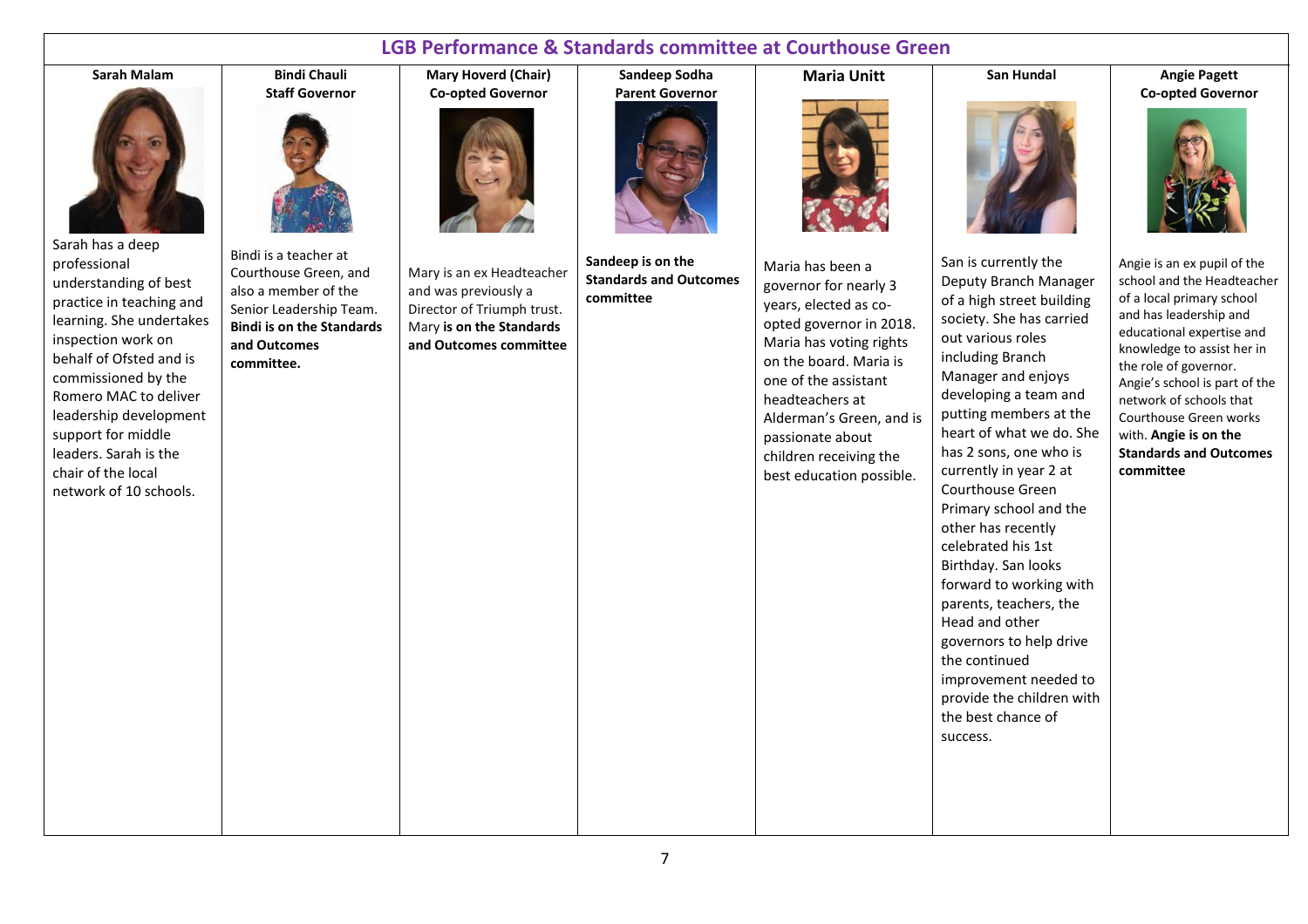## LGB Performance & Standards committee at Courthouse Green

| Sarah Malam | Bindi Chauli<br>Staff Governor | Mary Hoverd (Chair)<br>Co-opted Governor | Sandeep Sodha<br>Parent Governor | Maria Unitt | San Hundal | Angie Pagett<br>Co-opted Governor |
|---|---|---|---|---|---|---|
| Sarah has a deep professional understanding of best practice in teaching and learning. She undertakes inspection work on behalf of Ofsted and is commissioned by the Romero MAC to deliver leadership development support for middle leaders. Sarah is the chair of the local network of 10 schools. | Bindi is a teacher at Courthouse Green, and also a member of the Senior Leadership Team. **Bindi is on the Standards and Outcomes committee.** | Mary is an ex Headteacher and was previously a Director of Triumph trust. Mary **is on the Standards and Outcomes committee** | **Sandeep is on the Standards and Outcomes committee** | Maria has been a governor for nearly 3 years, elected as co-opted governor in 2018. Maria has voting rights on the board. Maria is one of the assistant headteachers at Alderman's Green, and is passionate about children receiving the best education possible. | San is currently the Deputy Branch Manager of a high street building society. She has carried out various roles including Branch Manager and enjoys developing a team and putting members at the heart of what we do. She has 2 sons, one who is currently in year 2 at Courthouse Green Primary school and the other has recently celebrated his 1st Birthday. San looks forward to working with parents, teachers, the Head and other governors to help drive the continued improvement needed to provide the children with the best chance of success. | Angie is an ex pupil of the school and the Headteacher of a local primary school and has leadership and educational expertise and knowledge to assist her in the role of governor. Angie's school is part of the network of schools that Courthouse Green works with. **Angie is on the Standards and Outcomes committee** |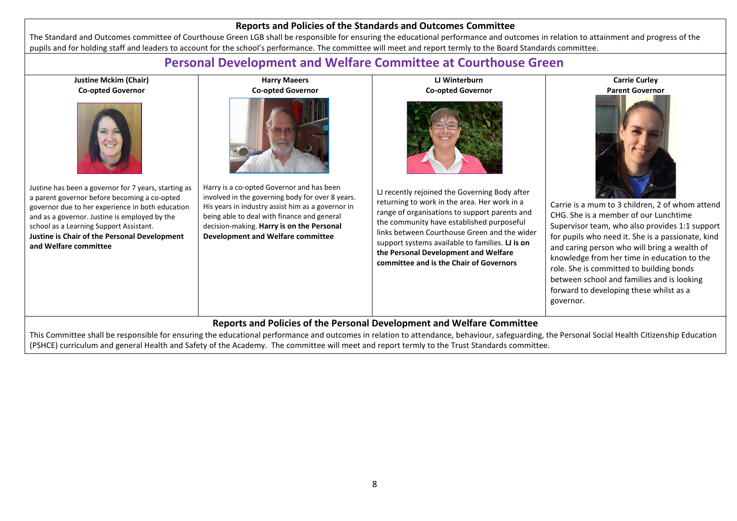### Reports and Policies of the Standards and Outcomes Committee

The Standard and Outcomes committee of Courthouse Green LGB shall be responsible for ensuring the educational performance and outcomes in relation to attainment and progress of the pupils and for holding staff and leaders to account for the school's performance. The committee will meet and report termly to the Board Standards committee.

## Personal Development and Welfare Committee at Courthouse Green

| **Justine Mckim (Chair)**<br>**Co-opted Governor** | **Harry Maeers**<br>**Co-opted Governor** | **LJ Winterburn**<br>**Co-opted Governor** | **Carrie Curley**<br>**Parent Governor** |
|---|---|---|---|
| Justine has been a governor for 7 years, starting as a parent governor before becoming a co-opted governor due to her experience in both education and as a governor. Justine is employed by the school as a Learning Support Assistant.<br>**Justine is Chair of the Personal Development and Welfare committee** | Harry is a co-opted Governor and has been involved in the governing body for over 8 years. His years in industry assist him as a governor in being able to deal with finance and general decision-making. **Harry is on the Personal Development and Welfare committee** | LJ recently rejoined the Governing Body after returning to work in the area. Her work in a range of organisations to support parents and the community have established purposeful links between Courthouse Green and the wider support systems available to families. **LJ is on the Personal Development and Welfare committee and is the Chair of Governors** | Carrie is a mum to 3 children, 2 of whom attend CHG. She is a member of our Lunchtime Supervisor team, who also provides 1:1 support for pupils who need it. She is a passionate, kind and caring person who will bring a wealth of knowledge from her time in education to the role. She is committed to building bonds between school and families and is looking forward to developing these whilst as a governor. |

### Reports and Policies of the Personal Development and Welfare Committee

This Committee shall be responsible for ensuring the educational performance and outcomes in relation to attendance, behaviour, safeguarding, the Personal Social Health Citizenship Education (PSHCE) curriculum and general Health and Safety of the Academy. The committee will meet and report termly to the Trust Standards committee.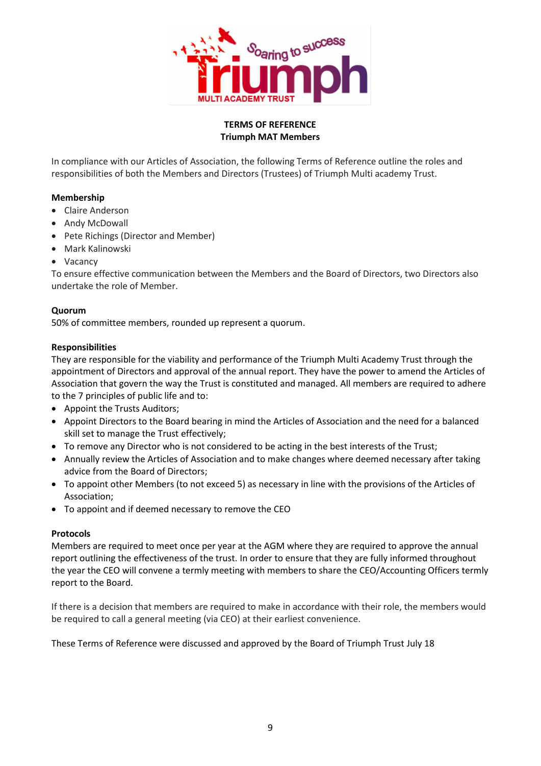**TERMS OF REFERENCE**
**Triumph MAT Members**

In compliance with our Articles of Association, the following Terms of Reference outline the roles and responsibilities of both the Members and Directors (Trustees) of Triumph Multi academy Trust.

**Membership**

- Claire Anderson
- Andy McDowall
- Pete Richings (Director and Member)
- Mark Kalinowski
- Vacancy

To ensure effective communication between the Members and the Board of Directors, two Directors also undertake the role of Member.

**Quorum**

50% of committee members, rounded up represent a quorum.

**Responsibilities**

They are responsible for the viability and performance of the Triumph Multi Academy Trust through the appointment of Directors and approval of the annual report. They have the power to amend the Articles of Association that govern the way the Trust is constituted and managed. All members are required to adhere to the 7 principles of public life and to:

- Appoint the Trusts Auditors;
- Appoint Directors to the Board bearing in mind the Articles of Association and the need for a balanced skill set to manage the Trust effectively;
- To remove any Director who is not considered to be acting in the best interests of the Trust;
- Annually review the Articles of Association and to make changes where deemed necessary after taking advice from the Board of Directors;
- To appoint other Members (to not exceed 5) as necessary in line with the provisions of the Articles of Association;
- To appoint and if deemed necessary to remove the CEO

**Protocols**

Members are required to meet once per year at the AGM where they are required to approve the annual report outlining the effectiveness of the trust. In order to ensure that they are fully informed throughout the year the CEO will convene a termly meeting with members to share the CEO/Accounting Officers termly report to the Board.

If there is a decision that members are required to make in accordance with their role, the members would be required to call a general meeting (via CEO) at their earliest convenience.

These Terms of Reference were discussed and approved by the Board of Triumph Trust July 18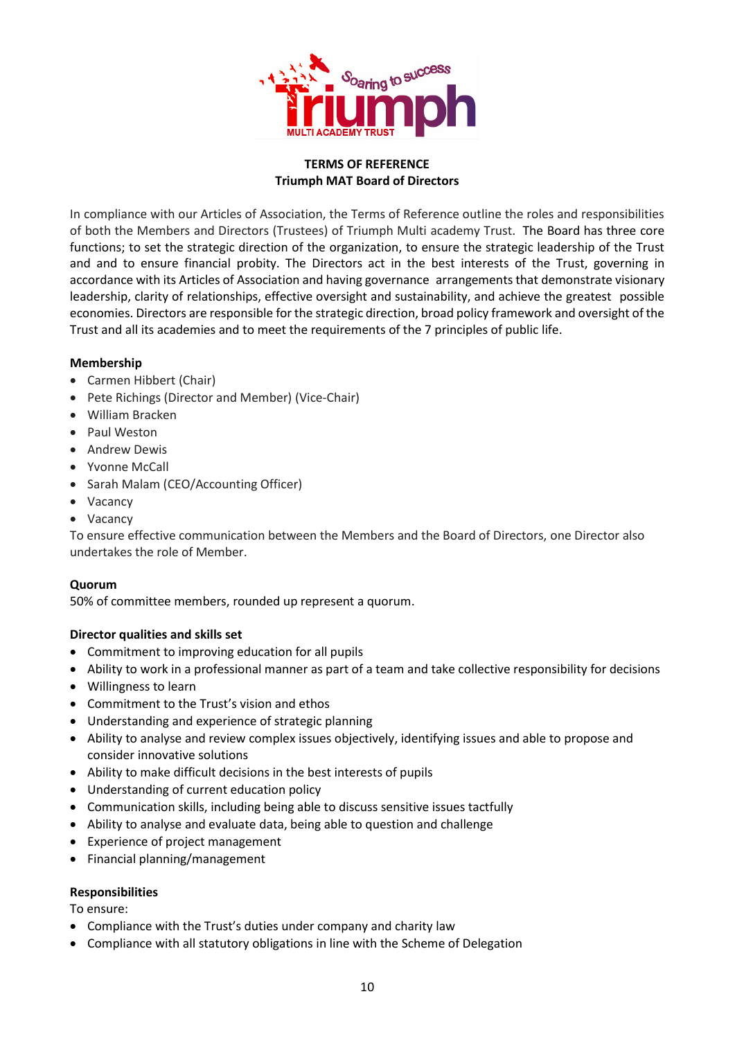**TERMS OF REFERENCE**
**Triumph MAT Board of Directors**

In compliance with our Articles of Association, the Terms of Reference outline the roles and responsibilities of both the Members and Directors (Trustees) of Triumph Multi academy Trust. The Board has three core functions; to set the strategic direction of the organization, to ensure the strategic leadership of the Trust and and to ensure financial probity. The Directors act in the best interests of the Trust, governing in accordance with its Articles of Association and having governance arrangements that demonstrate visionary leadership, clarity of relationships, effective oversight and sustainability, and achieve the greatest possible economies. Directors are responsible for the strategic direction, broad policy framework and oversight of the Trust and all its academies and to meet the requirements of the 7 principles of public life.

**Membership**

- Carmen Hibbert (Chair)
- Pete Richings (Director and Member) (Vice-Chair)
- William Bracken
- Paul Weston
- Andrew Dewis
- Yvonne McCall
- Sarah Malam (CEO/Accounting Officer)
- Vacancy
- Vacancy

To ensure effective communication between the Members and the Board of Directors, one Director also undertakes the role of Member.

**Quorum**

50% of committee members, rounded up represent a quorum.

**Director qualities and skills set**

- Commitment to improving education for all pupils
- Ability to work in a professional manner as part of a team and take collective responsibility for decisions
- Willingness to learn
- Commitment to the Trust's vision and ethos
- Understanding and experience of strategic planning
- Ability to analyse and review complex issues objectively, identifying issues and able to propose and consider innovative solutions
- Ability to make difficult decisions in the best interests of pupils
- Understanding of current education policy
- Communication skills, including being able to discuss sensitive issues tactfully
- Ability to analyse and evaluate data, being able to question and challenge
- Experience of project management
- Financial planning/management

**Responsibilities**

To ensure:

- Compliance with the Trust's duties under company and charity law
- Compliance with all statutory obligations in line with the Scheme of Delegation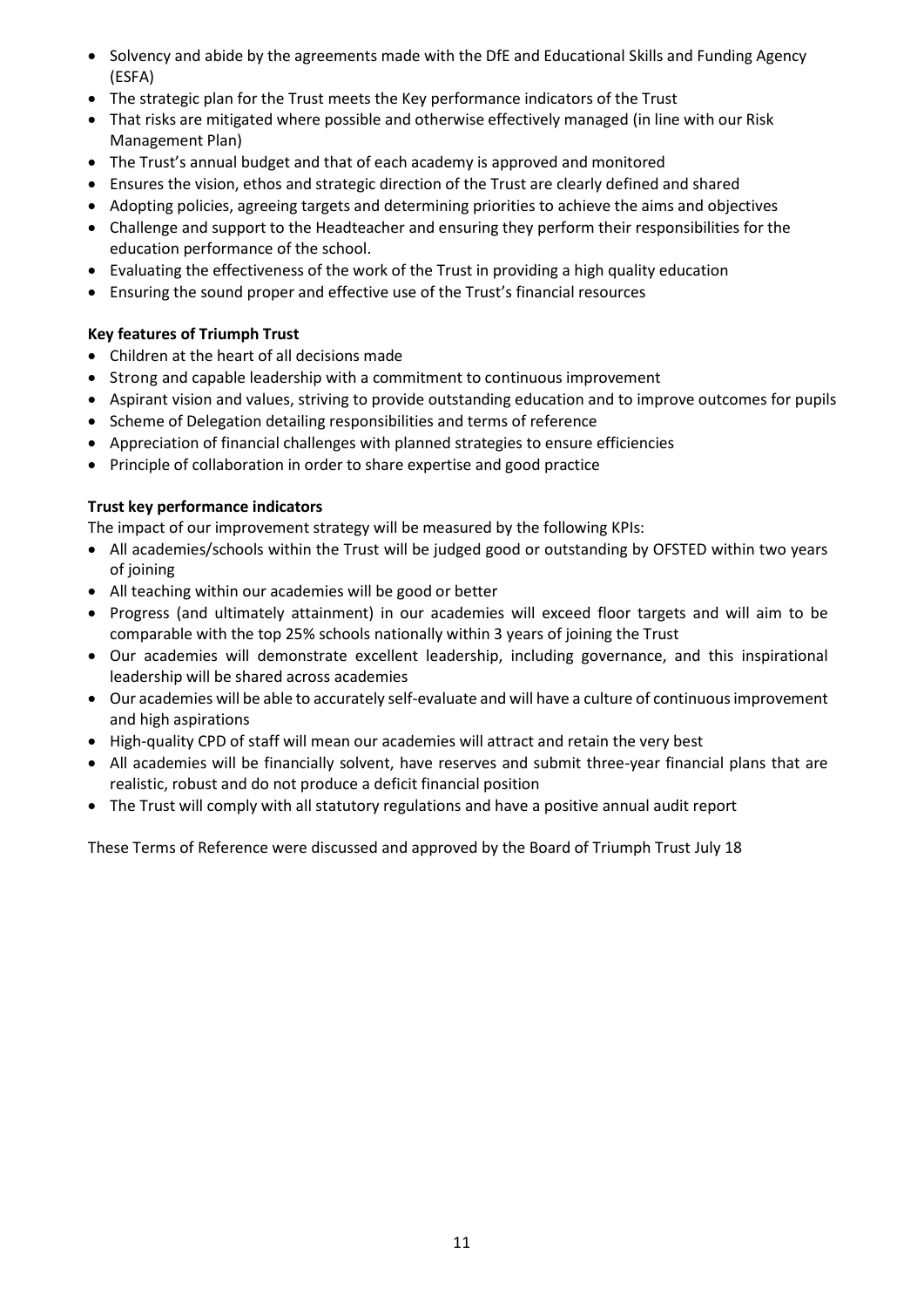- Solvency and abide by the agreements made with the DfE and Educational Skills and Funding Agency (ESFA)
- The strategic plan for the Trust meets the Key performance indicators of the Trust
- That risks are mitigated where possible and otherwise effectively managed (in line with our Risk Management Plan)
- The Trust's annual budget and that of each academy is approved and monitored
- Ensures the vision, ethos and strategic direction of the Trust are clearly defined and shared
- Adopting policies, agreeing targets and determining priorities to achieve the aims and objectives
- Challenge and support to the Headteacher and ensuring they perform their responsibilities for the education performance of the school.
- Evaluating the effectiveness of the work of the Trust in providing a high quality education
- Ensuring the sound proper and effective use of the Trust's financial resources

**Key features of Triumph Trust**

- Children at the heart of all decisions made
- Strong and capable leadership with a commitment to continuous improvement
- Aspirant vision and values, striving to provide outstanding education and to improve outcomes for pupils
- Scheme of Delegation detailing responsibilities and terms of reference
- Appreciation of financial challenges with planned strategies to ensure efficiencies
- Principle of collaboration in order to share expertise and good practice

**Trust key performance indicators**

The impact of our improvement strategy will be measured by the following KPIs:

- All academies/schools within the Trust will be judged good or outstanding by OFSTED within two years of joining
- All teaching within our academies will be good or better
- Progress (and ultimately attainment) in our academies will exceed floor targets and will aim to be comparable with the top 25% schools nationally within 3 years of joining the Trust
- Our academies will demonstrate excellent leadership, including governance, and this inspirational leadership will be shared across academies
- Our academies will be able to accurately self-evaluate and will have a culture of continuous improvement and high aspirations
- High-quality CPD of staff will mean our academies will attract and retain the very best
- All academies will be financially solvent, have reserves and submit three-year financial plans that are realistic, robust and do not produce a deficit financial position
- The Trust will comply with all statutory regulations and have a positive annual audit report

These Terms of Reference were discussed and approved by the Board of Triumph Trust July 18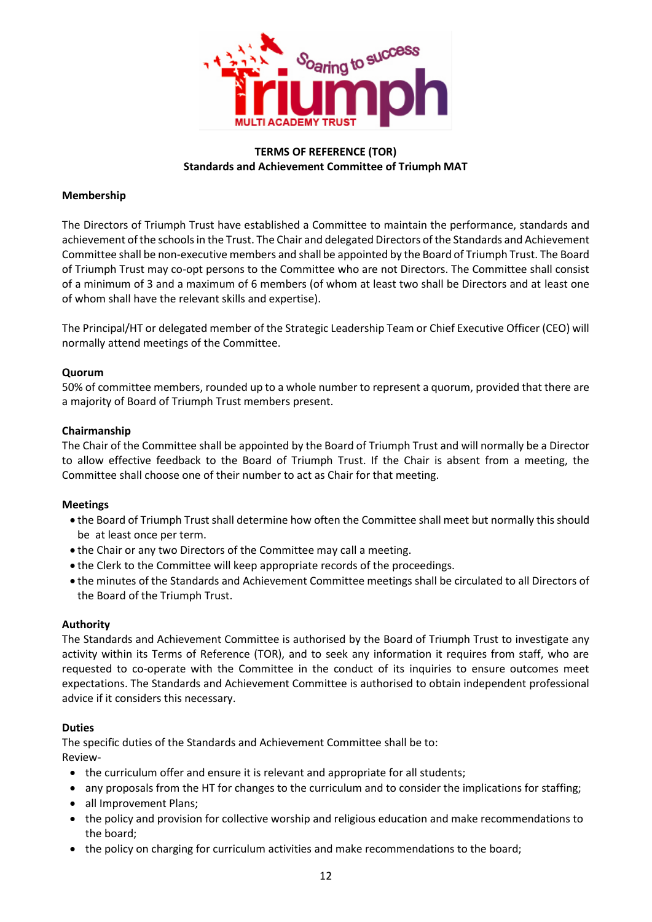**TERMS OF REFERENCE (TOR)**
**Standards and Achievement Committee of Triumph MAT**

**Membership**

The Directors of Triumph Trust have established a Committee to maintain the performance, standards and achievement of the schools in the Trust. The Chair and delegated Directors of the Standards and Achievement Committee shall be non-executive members and shall be appointed by the Board of Triumph Trust. The Board of Triumph Trust may co-opt persons to the Committee who are not Directors. The Committee shall consist of a minimum of 3 and a maximum of 6 members (of whom at least two shall be Directors and at least one of whom shall have the relevant skills and expertise).

The Principal/HT or delegated member of the Strategic Leadership Team or Chief Executive Officer (CEO) will normally attend meetings of the Committee.

**Quorum**

50% of committee members, rounded up to a whole number to represent a quorum, provided that there are a majority of Board of Triumph Trust members present.

**Chairmanship**

The Chair of the Committee shall be appointed by the Board of Triumph Trust and will normally be a Director to allow effective feedback to the Board of Triumph Trust. If the Chair is absent from a meeting, the Committee shall choose one of their number to act as Chair for that meeting.

**Meetings**

- the Board of Triumph Trust shall determine how often the Committee shall meet but normally this should be at least once per term.
- the Chair or any two Directors of the Committee may call a meeting.
- the Clerk to the Committee will keep appropriate records of the proceedings.
- the minutes of the Standards and Achievement Committee meetings shall be circulated to all Directors of the Board of the Triumph Trust.

**Authority**

The Standards and Achievement Committee is authorised by the Board of Triumph Trust to investigate any activity within its Terms of Reference (TOR), and to seek any information it requires from staff, who are requested to co-operate with the Committee in the conduct of its inquiries to ensure outcomes meet expectations. The Standards and Achievement Committee is authorised to obtain independent professional advice if it considers this necessary.

**Duties**

The specific duties of the Standards and Achievement Committee shall be to:

Review-

- the curriculum offer and ensure it is relevant and appropriate for all students;
- any proposals from the HT for changes to the curriculum and to consider the implications for staffing;
- all Improvement Plans;
- the policy and provision for collective worship and religious education and make recommendations to the board;
- the policy on charging for curriculum activities and make recommendations to the board;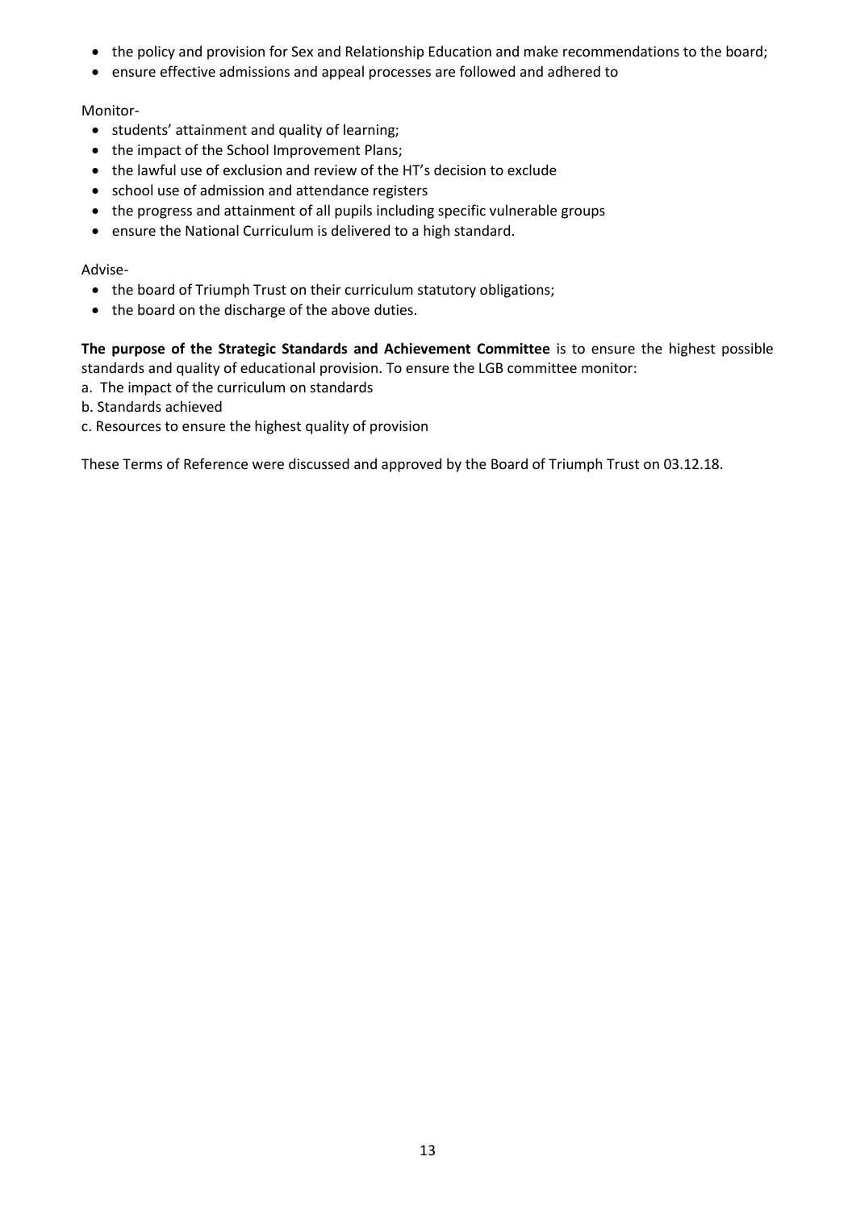- the policy and provision for Sex and Relationship Education and make recommendations to the board;
- ensure effective admissions and appeal processes are followed and adhered to

Monitor-

- students' attainment and quality of learning;
- the impact of the School Improvement Plans;
- the lawful use of exclusion and review of the HT's decision to exclude
- school use of admission and attendance registers
- the progress and attainment of all pupils including specific vulnerable groups
- ensure the National Curriculum is delivered to a high standard.

Advise-

- the board of Triumph Trust on their curriculum statutory obligations;
- the board on the discharge of the above duties.

**The purpose of the Strategic Standards and Achievement Committee** is to ensure the highest possible standards and quality of educational provision. To ensure the LGB committee monitor:

a. The impact of the curriculum on standards
b. Standards achieved
c. Resources to ensure the highest quality of provision

These Terms of Reference were discussed and approved by the Board of Triumph Trust on 03.12.18.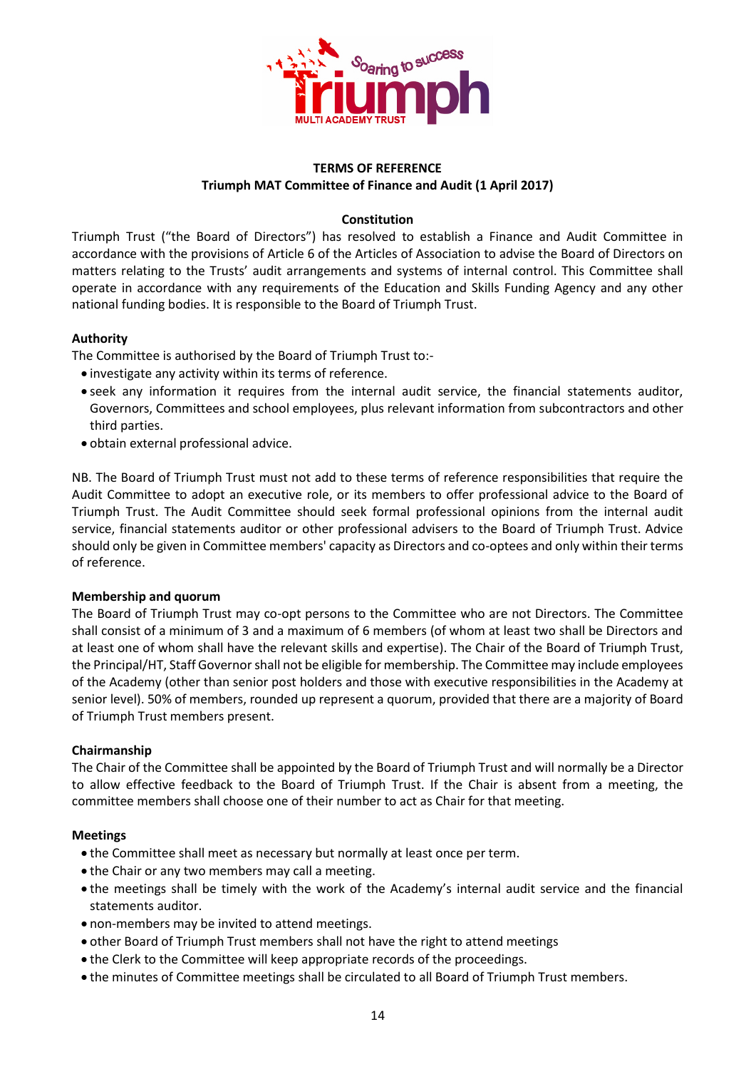**TERMS OF REFERENCE**
**Triumph MAT Committee of Finance and Audit (1 April 2017)**

**Constitution**

Triumph Trust ("the Board of Directors") has resolved to establish a Finance and Audit Committee in accordance with the provisions of Article 6 of the Articles of Association to advise the Board of Directors on matters relating to the Trusts' audit arrangements and systems of internal control. This Committee shall operate in accordance with any requirements of the Education and Skills Funding Agency and any other national funding bodies. It is responsible to the Board of Triumph Trust.

**Authority**

The Committee is authorised by the Board of Triumph Trust to:-

- investigate any activity within its terms of reference.
- seek any information it requires from the internal audit service, the financial statements auditor, Governors, Committees and school employees, plus relevant information from subcontractors and other third parties.
- obtain external professional advice.

NB. The Board of Triumph Trust must not add to these terms of reference responsibilities that require the Audit Committee to adopt an executive role, or its members to offer professional advice to the Board of Triumph Trust. The Audit Committee should seek formal professional opinions from the internal audit service, financial statements auditor or other professional advisers to the Board of Triumph Trust. Advice should only be given in Committee members' capacity as Directors and co-optees and only within their terms of reference.

**Membership and quorum**

The Board of Triumph Trust may co-opt persons to the Committee who are not Directors. The Committee shall consist of a minimum of 3 and a maximum of 6 members (of whom at least two shall be Directors and at least one of whom shall have the relevant skills and expertise). The Chair of the Board of Triumph Trust, the Principal/HT, Staff Governor shall not be eligible for membership. The Committee may include employees of the Academy (other than senior post holders and those with executive responsibilities in the Academy at senior level). 50% of members, rounded up represent a quorum, provided that there are a majority of Board of Triumph Trust members present.

**Chairmanship**

The Chair of the Committee shall be appointed by the Board of Triumph Trust and will normally be a Director to allow effective feedback to the Board of Triumph Trust. If the Chair is absent from a meeting, the committee members shall choose one of their number to act as Chair for that meeting.

**Meetings**

- the Committee shall meet as necessary but normally at least once per term.
- the Chair or any two members may call a meeting.
- the meetings shall be timely with the work of the Academy's internal audit service and the financial statements auditor.
- non-members may be invited to attend meetings.
- other Board of Triumph Trust members shall not have the right to attend meetings
- the Clerk to the Committee will keep appropriate records of the proceedings.
- the minutes of Committee meetings shall be circulated to all Board of Triumph Trust members.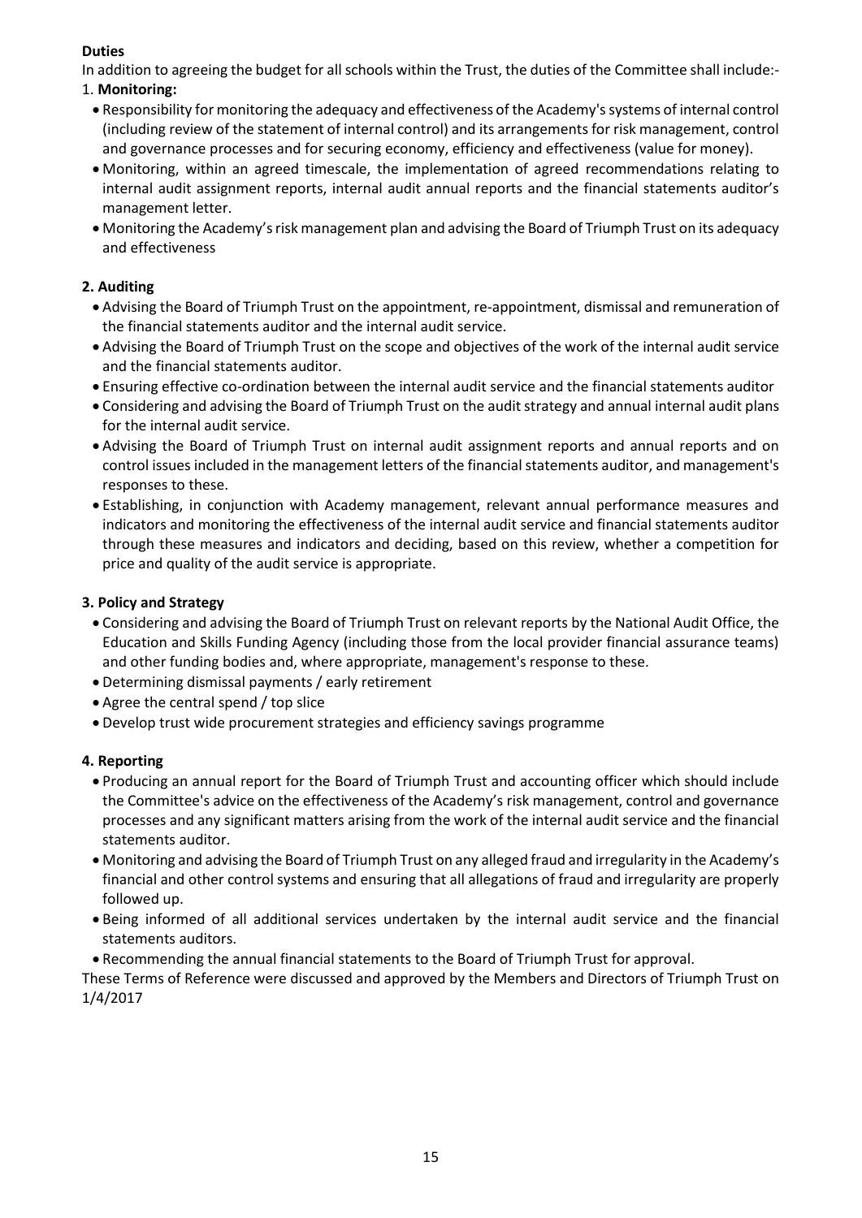**Duties**

In addition to agreeing the budget for all schools within the Trust, the duties of the Committee shall include:-

1. **Monitoring:**

- Responsibility for monitoring the adequacy and effectiveness of the Academy's systems of internal control (including review of the statement of internal control) and its arrangements for risk management, control and governance processes and for securing economy, efficiency and effectiveness (value for money).
- Monitoring, within an agreed timescale, the implementation of agreed recommendations relating to internal audit assignment reports, internal audit annual reports and the financial statements auditor's management letter.
- Monitoring the Academy's risk management plan and advising the Board of Triumph Trust on its adequacy and effectiveness

**2. Auditing**

- Advising the Board of Triumph Trust on the appointment, re-appointment, dismissal and remuneration of the financial statements auditor and the internal audit service.
- Advising the Board of Triumph Trust on the scope and objectives of the work of the internal audit service and the financial statements auditor.
- Ensuring effective co-ordination between the internal audit service and the financial statements auditor
- Considering and advising the Board of Triumph Trust on the audit strategy and annual internal audit plans for the internal audit service.
- Advising the Board of Triumph Trust on internal audit assignment reports and annual reports and on control issues included in the management letters of the financial statements auditor, and management's responses to these.
- Establishing, in conjunction with Academy management, relevant annual performance measures and indicators and monitoring the effectiveness of the internal audit service and financial statements auditor through these measures and indicators and deciding, based on this review, whether a competition for price and quality of the audit service is appropriate.

**3. Policy and Strategy**

- Considering and advising the Board of Triumph Trust on relevant reports by the National Audit Office, the Education and Skills Funding Agency (including those from the local provider financial assurance teams) and other funding bodies and, where appropriate, management's response to these.
- Determining dismissal payments / early retirement
- Agree the central spend / top slice
- Develop trust wide procurement strategies and efficiency savings programme

**4. Reporting**

- Producing an annual report for the Board of Triumph Trust and accounting officer which should include the Committee's advice on the effectiveness of the Academy's risk management, control and governance processes and any significant matters arising from the work of the internal audit service and the financial statements auditor.
- Monitoring and advising the Board of Triumph Trust on any alleged fraud and irregularity in the Academy's financial and other control systems and ensuring that all allegations of fraud and irregularity are properly followed up.
- Being informed of all additional services undertaken by the internal audit service and the financial statements auditors.
- Recommending the annual financial statements to the Board of Triumph Trust for approval.

These Terms of Reference were discussed and approved by the Members and Directors of Triumph Trust on 1/4/2017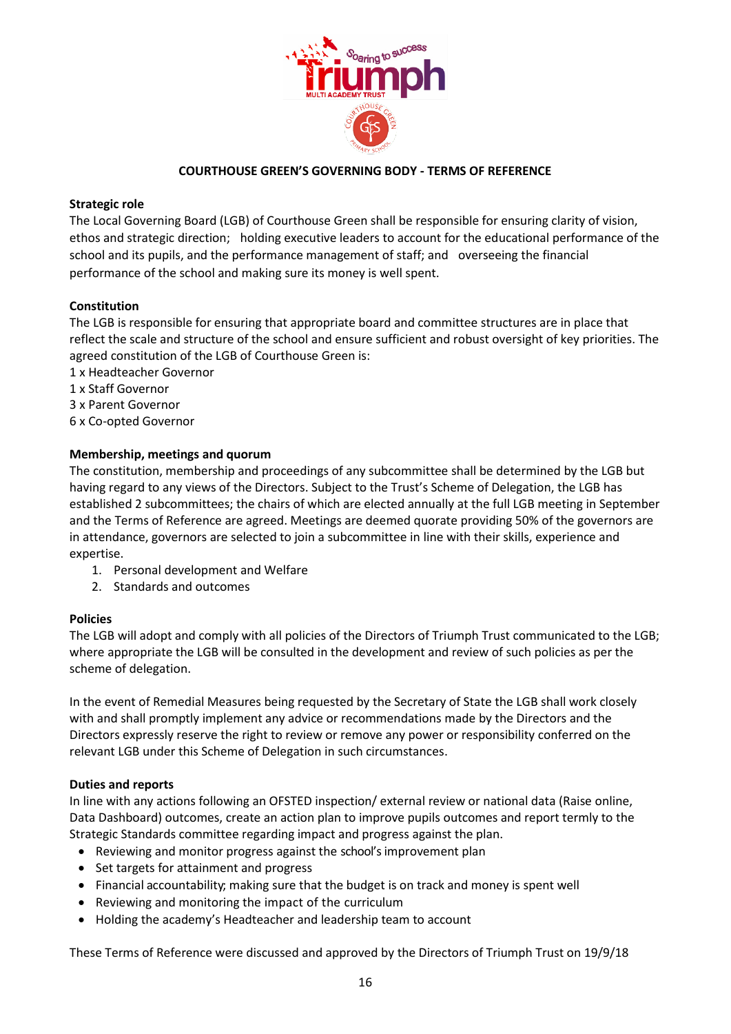**COURTHOUSE GREEN'S GOVERNING BODY - TERMS OF REFERENCE**

**Strategic role**

The Local Governing Board (LGB) of Courthouse Green shall be responsible for ensuring clarity of vision, ethos and strategic direction; holding executive leaders to account for the educational performance of the school and its pupils, and the performance management of staff; and overseeing the financial performance of the school and making sure its money is well spent.

**Constitution**

The LGB is responsible for ensuring that appropriate board and committee structures are in place that reflect the scale and structure of the school and ensure sufficient and robust oversight of key priorities. The agreed constitution of the LGB of Courthouse Green is:

1 x Headteacher Governor
1 x Staff Governor
3 x Parent Governor
6 x Co-opted Governor

**Membership, meetings and quorum**

The constitution, membership and proceedings of any subcommittee shall be determined by the LGB but having regard to any views of the Directors. Subject to the Trust's Scheme of Delegation, the LGB has established 2 subcommittees; the chairs of which are elected annually at the full LGB meeting in September and the Terms of Reference are agreed. Meetings are deemed quorate providing 50% of the governors are in attendance, governors are selected to join a subcommittee in line with their skills, experience and expertise.

1. Personal development and Welfare
2. Standards and outcomes

**Policies**

The LGB will adopt and comply with all policies of the Directors of Triumph Trust communicated to the LGB; where appropriate the LGB will be consulted in the development and review of such policies as per the scheme of delegation.

In the event of Remedial Measures being requested by the Secretary of State the LGB shall work closely with and shall promptly implement any advice or recommendations made by the Directors and the Directors expressly reserve the right to review or remove any power or responsibility conferred on the relevant LGB under this Scheme of Delegation in such circumstances.

**Duties and reports**

In line with any actions following an OFSTED inspection/ external review or national data (Raise online, Data Dashboard) outcomes, create an action plan to improve pupils outcomes and report termly to the Strategic Standards committee regarding impact and progress against the plan.

- Reviewing and monitor progress against the school's improvement plan
- Set targets for attainment and progress
- Financial accountability; making sure that the budget is on track and money is spent well
- Reviewing and monitoring the impact of the curriculum
- Holding the academy's Headteacher and leadership team to account

These Terms of Reference were discussed and approved by the Directors of Triumph Trust on 19/9/18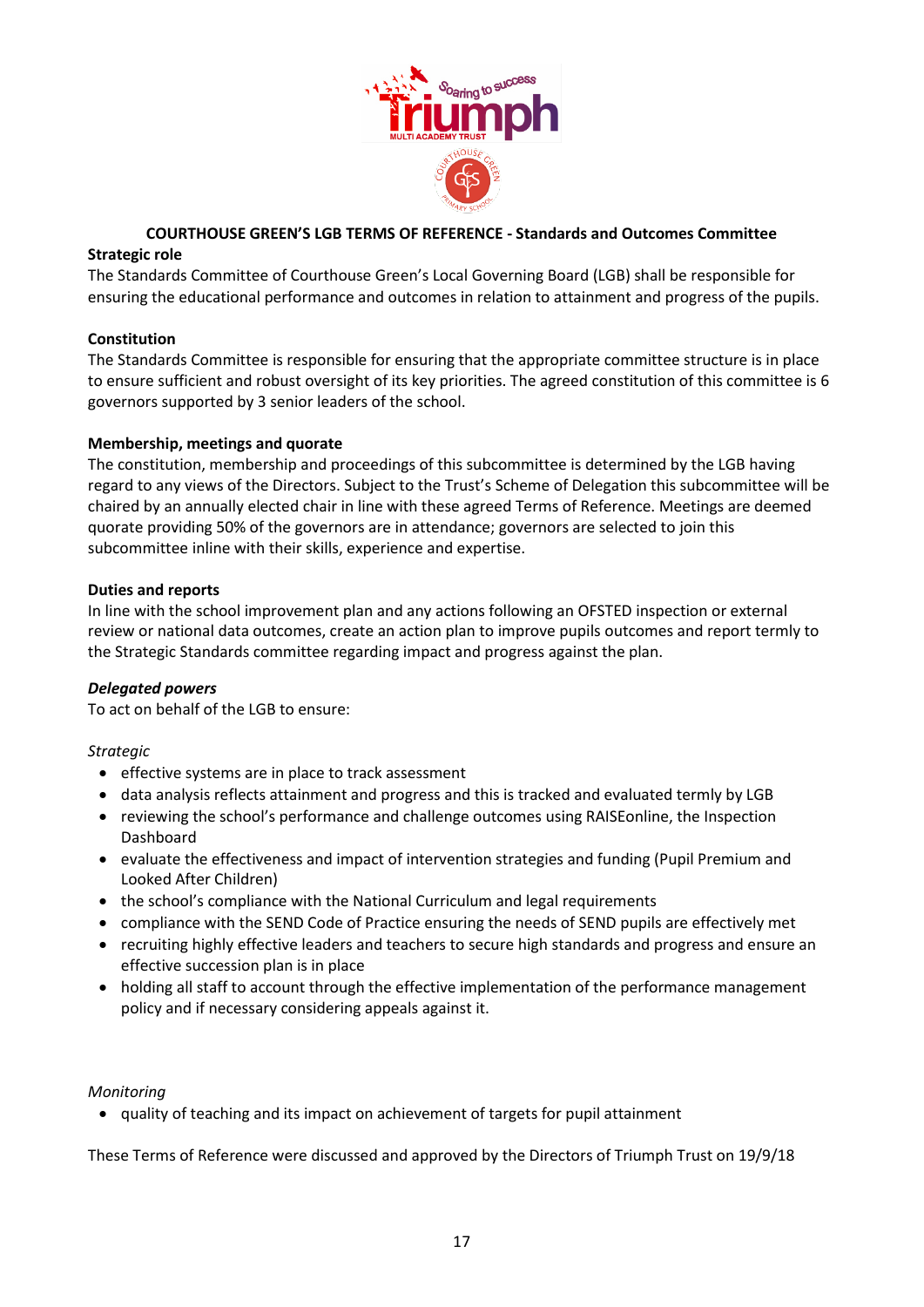## COURTHOUSE GREEN'S LGB TERMS OF REFERENCE - Standards and Outcomes Committee

**Strategic role**

The Standards Committee of Courthouse Green's Local Governing Board (LGB) shall be responsible for ensuring the educational performance and outcomes in relation to attainment and progress of the pupils.

**Constitution**

The Standards Committee is responsible for ensuring that the appropriate committee structure is in place to ensure sufficient and robust oversight of its key priorities. The agreed constitution of this committee is 6 governors supported by 3 senior leaders of the school.

**Membership, meetings and quorate**

The constitution, membership and proceedings of this subcommittee is determined by the LGB having regard to any views of the Directors. Subject to the Trust's Scheme of Delegation this subcommittee will be chaired by an annually elected chair in line with these agreed Terms of Reference. Meetings are deemed quorate providing 50% of the governors are in attendance; governors are selected to join this subcommittee inline with their skills, experience and expertise.

**Duties and reports**

In line with the school improvement plan and any actions following an OFSTED inspection or external review or national data outcomes, create an action plan to improve pupils outcomes and report termly to the Strategic Standards committee regarding impact and progress against the plan.

***Delegated powers***

To act on behalf of the LGB to ensure:

*Strategic*

- effective systems are in place to track assessment
- data analysis reflects attainment and progress and this is tracked and evaluated termly by LGB
- reviewing the school's performance and challenge outcomes using RAISEonline, the Inspection Dashboard
- evaluate the effectiveness and impact of intervention strategies and funding (Pupil Premium and Looked After Children)
- the school's compliance with the National Curriculum and legal requirements
- compliance with the SEND Code of Practice ensuring the needs of SEND pupils are effectively met
- recruiting highly effective leaders and teachers to secure high standards and progress and ensure an effective succession plan is in place
- holding all staff to account through the effective implementation of the performance management policy and if necessary considering appeals against it.

*Monitoring*

- quality of teaching and its impact on achievement of targets for pupil attainment

These Terms of Reference were discussed and approved by the Directors of Triumph Trust on 19/9/18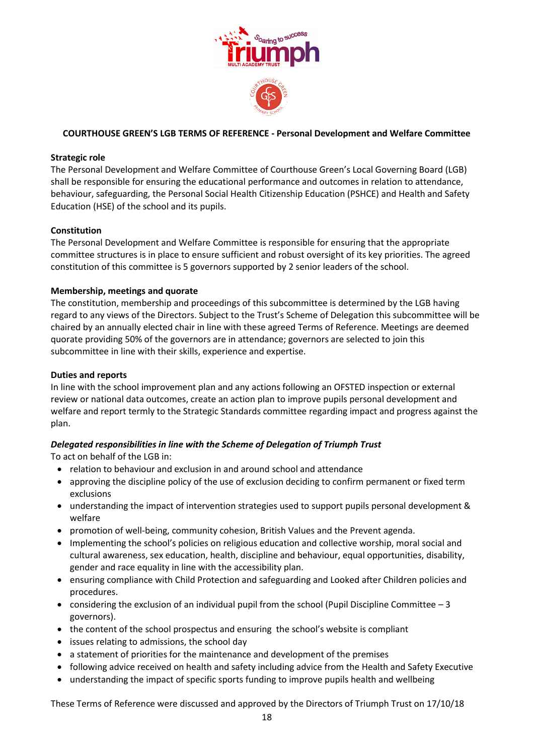**COURTHOUSE GREEN'S LGB TERMS OF REFERENCE - Personal Development and Welfare Committee**

**Strategic role**

The Personal Development and Welfare Committee of Courthouse Green's Local Governing Board (LGB) shall be responsible for ensuring the educational performance and outcomes in relation to attendance, behaviour, safeguarding, the Personal Social Health Citizenship Education (PSHCE) and Health and Safety Education (HSE) of the school and its pupils.

**Constitution**

The Personal Development and Welfare Committee is responsible for ensuring that the appropriate committee structures is in place to ensure sufficient and robust oversight of its key priorities. The agreed constitution of this committee is 5 governors supported by 2 senior leaders of the school.

**Membership, meetings and quorate**

The constitution, membership and proceedings of this subcommittee is determined by the LGB having regard to any views of the Directors. Subject to the Trust's Scheme of Delegation this subcommittee will be chaired by an annually elected chair in line with these agreed Terms of Reference. Meetings are deemed quorate providing 50% of the governors are in attendance; governors are selected to join this subcommittee in line with their skills, experience and expertise.

**Duties and reports**

In line with the school improvement plan and any actions following an OFSTED inspection or external review or national data outcomes, create an action plan to improve pupils personal development and welfare and report termly to the Strategic Standards committee regarding impact and progress against the plan.

***Delegated responsibilities in line with the Scheme of Delegation of Triumph Trust***

To act on behalf of the LGB in:

- relation to behaviour and exclusion in and around school and attendance
- approving the discipline policy of the use of exclusion deciding to confirm permanent or fixed term exclusions
- understanding the impact of intervention strategies used to support pupils personal development & welfare
- promotion of well-being, community cohesion, British Values and the Prevent agenda.
- Implementing the school's policies on religious education and collective worship, moral social and cultural awareness, sex education, health, discipline and behaviour, equal opportunities, disability, gender and race equality in line with the accessibility plan.
- ensuring compliance with Child Protection and safeguarding and Looked after Children policies and procedures.
- considering the exclusion of an individual pupil from the school (Pupil Discipline Committee – 3 governors).
- the content of the school prospectus and ensuring the school's website is compliant
- issues relating to admissions, the school day
- a statement of priorities for the maintenance and development of the premises
- following advice received on health and safety including advice from the Health and Safety Executive
- understanding the impact of specific sports funding to improve pupils health and wellbeing

These Terms of Reference were discussed and approved by the Directors of Triumph Trust on 17/10/18